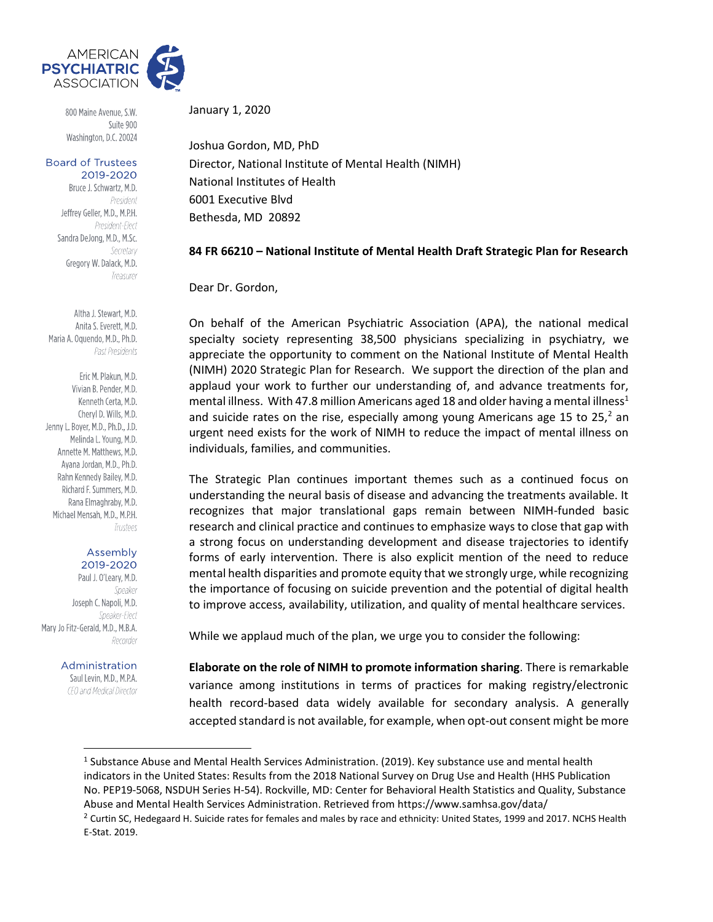AMERICAN PSYCHIATRIC ASSOCIATION

800 Maine Avenue, S.W.
Suite 900
Washington, D.C. 20024

**Board of Trustees 2019-2020**

Bruce J. Schwartz, M.D., *President*
Jeffrey Geller, M.D., M.P.H., *President-Elect*
Sandra DeJong, M.D., M.Sc., *Secretary*
Gregory W. Dalack, M.D., *Treasurer*

Altha J. Stewart, M.D.
Anita S. Everett, M.D.
Maria A. Oquendo, M.D., Ph.D.
*Past Presidents*

Eric M. Plakun, M.D.
Vivian B. Pender, M.D.
Kenneth Certa, M.D.
Cheryl D. Wills, M.D.
Jenny L. Boyer, M.D., Ph.D., J.D.
Melinda L. Young, M.D.
Annette M. Matthews, M.D.
Ayana Jordan, M.D., Ph.D.
Rahn Kennedy Bailey, M.D.
Richard F. Summers, M.D.
Rana Elmaghraby, M.D.
Michael Mensah, M.D., M.P.H.
*Trustees*

**Assembly 2019-2020**

Paul J. O'Leary, M.D., *Speaker*
Joseph C. Napoli, M.D., *Speaker-Elect*
Mary Jo Fitz-Gerald, M.D., M.B.A., *Recorder*

**Administration**

Saul Levin, M.D., M.P.A., *CEO and Medical Director*

January 1, 2020

Joshua Gordon, MD, PhD
Director, National Institute of Mental Health (NIMH)
National Institutes of Health
6001 Executive Blvd
Bethesda, MD 20892

**84 FR 66210 – National Institute of Mental Health Draft Strategic Plan for Research**

Dear Dr. Gordon,

On behalf of the American Psychiatric Association (APA), the national medical specialty society representing 38,500 physicians specializing in psychiatry, we appreciate the opportunity to comment on the National Institute of Mental Health (NIMH) 2020 Strategic Plan for Research. We support the direction of the plan and applaud your work to further our understanding of, and advance treatments for, mental illness. With 47.8 million Americans aged 18 and older having a mental illness[1] and suicide rates on the rise, especially among young Americans age 15 to 25,[2] an urgent need exists for the work of NIMH to reduce the impact of mental illness on individuals, families, and communities.

The Strategic Plan continues important themes such as a continued focus on understanding the neural basis of disease and advancing the treatments available. It recognizes that major translational gaps remain between NIMH-funded basic research and clinical practice and continues to emphasize ways to close that gap with a strong focus on understanding development and disease trajectories to identify forms of early intervention. There is also explicit mention of the need to reduce mental health disparities and promote equity that we strongly urge, while recognizing the importance of focusing on suicide prevention and the potential of digital health to improve access, availability, utilization, and quality of mental healthcare services.

While we applaud much of the plan, we urge you to consider the following:

**Elaborate on the role of NIMH to promote information sharing**. There is remarkable variance among institutions in terms of practices for making registry/electronic health record-based data widely available for secondary analysis. A generally accepted standard is not available, for example, when opt-out consent might be more

[1] Substance Abuse and Mental Health Services Administration. (2019). Key substance use and mental health indicators in the United States: Results from the 2018 National Survey on Drug Use and Health (HHS Publication No. PEP19-5068, NSDUH Series H-54). Rockville, MD: Center for Behavioral Health Statistics and Quality, Substance Abuse and Mental Health Services Administration. Retrieved from https://www.samhsa.gov/data/

[2] Curtin SC, Hedegaard H. Suicide rates for females and males by race and ethnicity: United States, 1999 and 2017. NCHS Health E-Stat. 2019.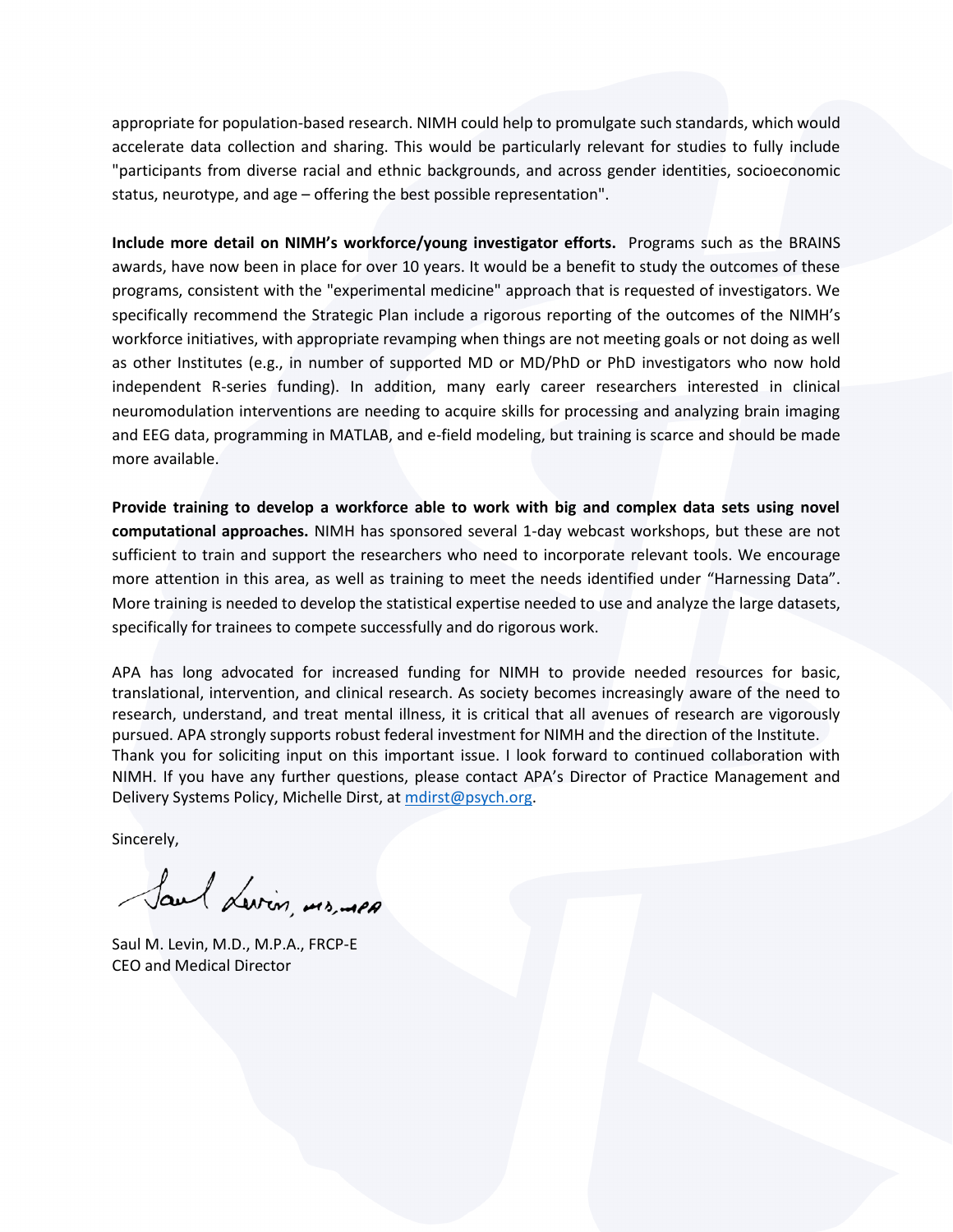appropriate for population-based research. NIMH could help to promulgate such standards, which would accelerate data collection and sharing. This would be particularly relevant for studies to fully include "participants from diverse racial and ethnic backgrounds, and across gender identities, socioeconomic status, neurotype, and age – offering the best possible representation".

**Include more detail on NIMH's workforce/young investigator efforts.** Programs such as the BRAINS awards, have now been in place for over 10 years. It would be a benefit to study the outcomes of these programs, consistent with the "experimental medicine" approach that is requested of investigators. We specifically recommend the Strategic Plan include a rigorous reporting of the outcomes of the NIMH's workforce initiatives, with appropriate revamping when things are not meeting goals or not doing as well as other Institutes (e.g., in number of supported MD or MD/PhD or PhD investigators who now hold independent R-series funding). In addition, many early career researchers interested in clinical neuromodulation interventions are needing to acquire skills for processing and analyzing brain imaging and EEG data, programming in MATLAB, and e-field modeling, but training is scarce and should be made more available.

**Provide training to develop a workforce able to work with big and complex data sets using novel computational approaches.** NIMH has sponsored several 1-day webcast workshops, but these are not sufficient to train and support the researchers who need to incorporate relevant tools. We encourage more attention in this area, as well as training to meet the needs identified under "Harnessing Data". More training is needed to develop the statistical expertise needed to use and analyze the large datasets, specifically for trainees to compete successfully and do rigorous work.

APA has long advocated for increased funding for NIMH to provide needed resources for basic, translational, intervention, and clinical research. As society becomes increasingly aware of the need to research, understand, and treat mental illness, it is critical that all avenues of research are vigorously pursued. APA strongly supports robust federal investment for NIMH and the direction of the Institute.
Thank you for soliciting input on this important issue. I look forward to continued collaboration with NIMH. If you have any further questions, please contact APA's Director of Practice Management and Delivery Systems Policy, Michelle Dirst, at mdirst@psych.org.

Sincerely,

Saul M. Levin, M.D., M.P.A., FRCP-E
CEO and Medical Director